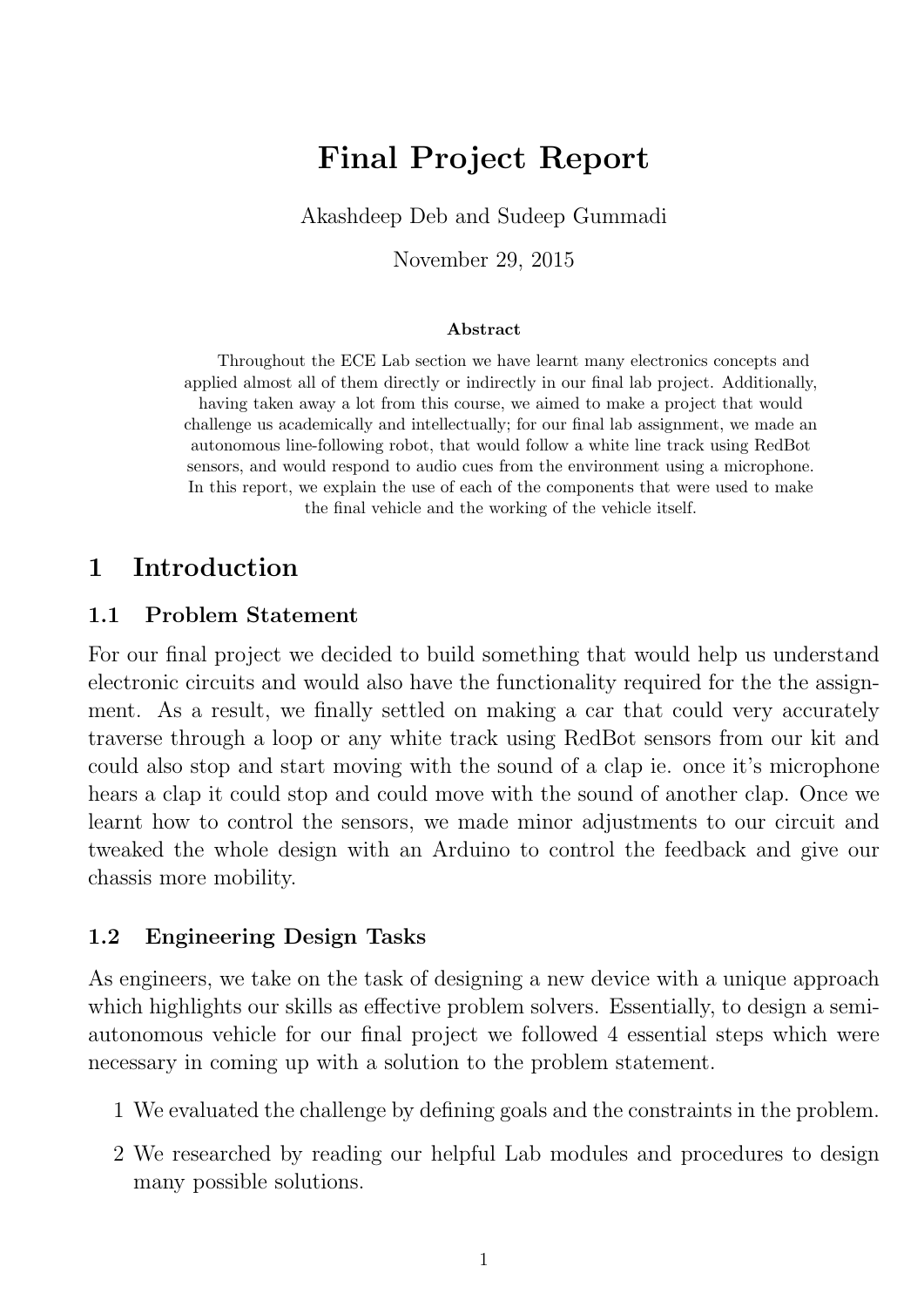# Final Project Report

Akashdeep Deb and Sudeep Gummadi

November 29, 2015

**Abstract**

Throughout the ECE Lab section we have learnt many electronics concepts and applied almost all of them directly or indirectly in our final lab project. Additionally, having taken away a lot from this course, we aimed to make a project that would challenge us academically and intellectually; for our final lab assignment, we made an autonomous line-following robot, that would follow a white line track using RedBot sensors, and would respond to audio cues from the environment using a microphone. In this report, we explain the use of each of the components that were used to make the final vehicle and the working of the vehicle itself.

## 1 Introduction

### 1.1 Problem Statement

For our final project we decided to build something that would help us understand electronic circuits and would also have the functionality required for the the assignment. As a result, we finally settled on making a car that could very accurately traverse through a loop or any white track using RedBot sensors from our kit and could also stop and start moving with the sound of a clap ie. once it's microphone hears a clap it could stop and could move with the sound of another clap. Once we learnt how to control the sensors, we made minor adjustments to our circuit and tweaked the whole design with an Arduino to control the feedback and give our chassis more mobility.

### 1.2 Engineering Design Tasks

As engineers, we take on the task of designing a new device with a unique approach which highlights our skills as effective problem solvers. Essentially, to design a semi-autonomous vehicle for our final project we followed 4 essential steps which were necessary in coming up with a solution to the problem statement.

1 We evaluated the challenge by defining goals and the constraints in the problem.

2 We researched by reading our helpful Lab modules and procedures to design many possible solutions.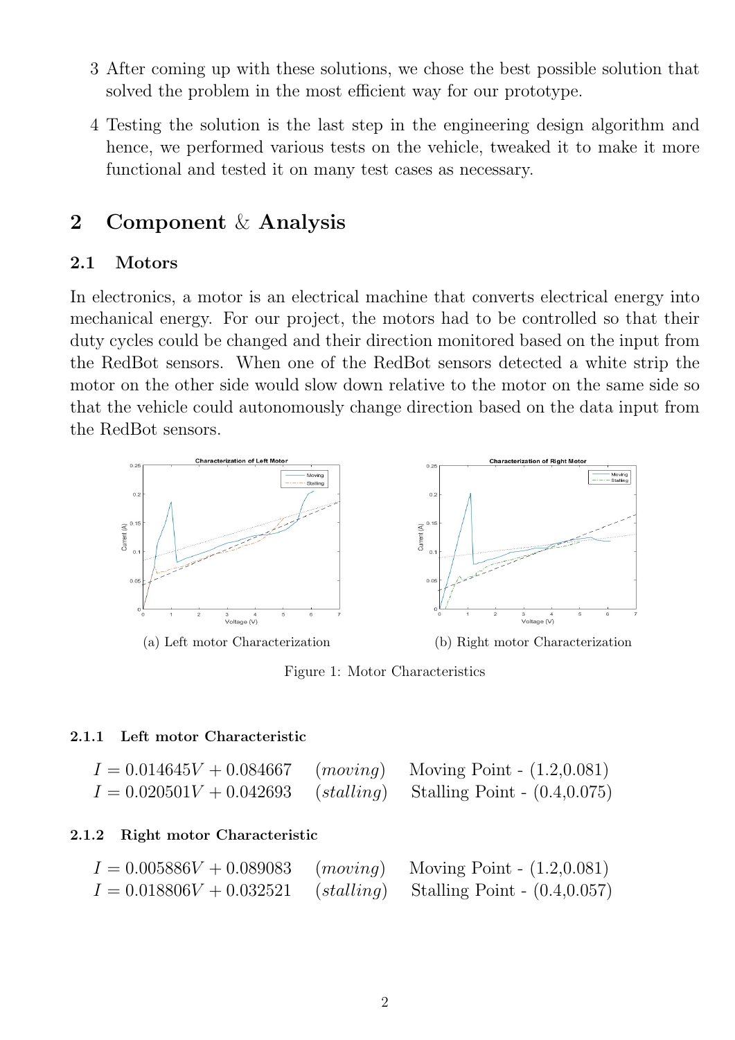3 After coming up with these solutions, we chose the best possible solution that solved the problem in the most efficient way for our prototype.

4 Testing the solution is the last step in the engineering design algorithm and hence, we performed various tests on the vehicle, tweaked it to make it more functional and tested it on many test cases as necessary.

## 2 Component & Analysis

### 2.1 Motors

In electronics, a motor is an electrical machine that converts electrical energy into mechanical energy. For our project, the motors had to be controlled so that their duty cycles could be changed and their direction monitored based on the input from the RedBot sensors. When one of the RedBot sensors detected a white strip the motor on the other side would slow down relative to the motor on the same side so that the vehicle could autonomously change direction based on the data input from the RedBot sensors.

(a) Left motor Characterization

(b) Right motor Characterization

Figure 1: Motor Characteristics

#### 2.1.1 Left motor Characteristic

$$I = 0.014645V + 0.084667 \quad (moving) \quad \text{Moving Point - } (1.2, 0.081)$$
$$I = 0.020501V + 0.042693 \quad (stalling) \quad \text{Stalling Point - } (0.4, 0.075)$$

#### 2.1.2 Right motor Characteristic

$$I = 0.005886V + 0.089083 \quad (moving) \quad \text{Moving Point - } (1.2, 0.081)$$
$$I = 0.018806V + 0.032521 \quad (stalling) \quad \text{Stalling Point - } (0.4, 0.057)$$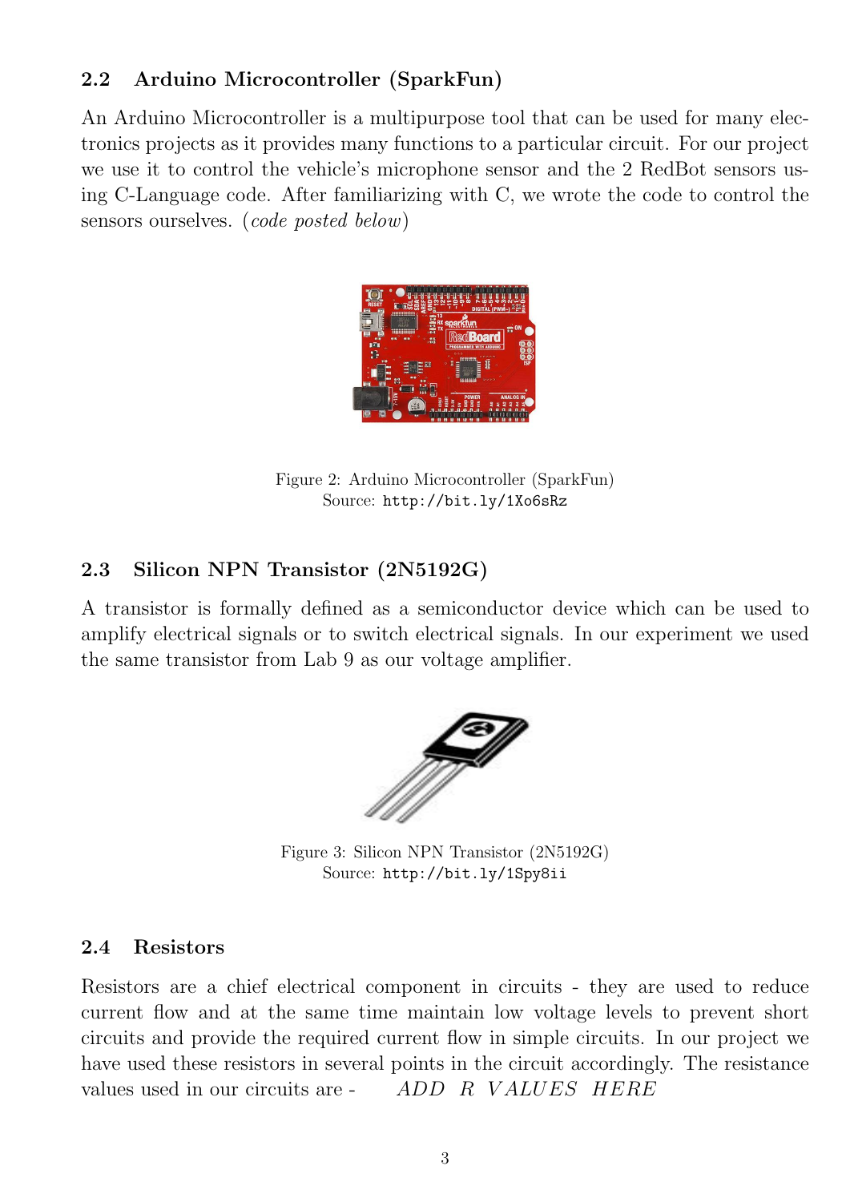## 2.2 Arduino Microcontroller (SparkFun)

An Arduino Microcontroller is a multipurpose tool that can be used for many electronics projects as it provides many functions to a particular circuit. For our project we use it to control the vehicle's microphone sensor and the 2 RedBot sensors using C-Language code. After familiarizing with C, we wrote the code to control the sensors ourselves. (*code posted below*)

Figure 2: Arduino Microcontroller (SparkFun)
Source: `http://bit.ly/1Xo6sRz`

## 2.3 Silicon NPN Transistor (2N5192G)

A transistor is formally defined as a semiconductor device which can be used to amplify electrical signals or to switch electrical signals. In our experiment we used the same transistor from Lab 9 as our voltage amplifier.

Figure 3: Silicon NPN Transistor (2N5192G)
Source: `http://bit.ly/1Spy8ii`

## 2.4 Resistors

Resistors are a chief electrical component in circuits - they are used to reduce current flow and at the same time maintain low voltage levels to prevent short circuits and provide the required current flow in simple circuits. In our project we have used these resistors in several points in the circuit accordingly. The resistance values used in our circuits are - $ADD\ \ R\ \ VALUES\ \ HERE$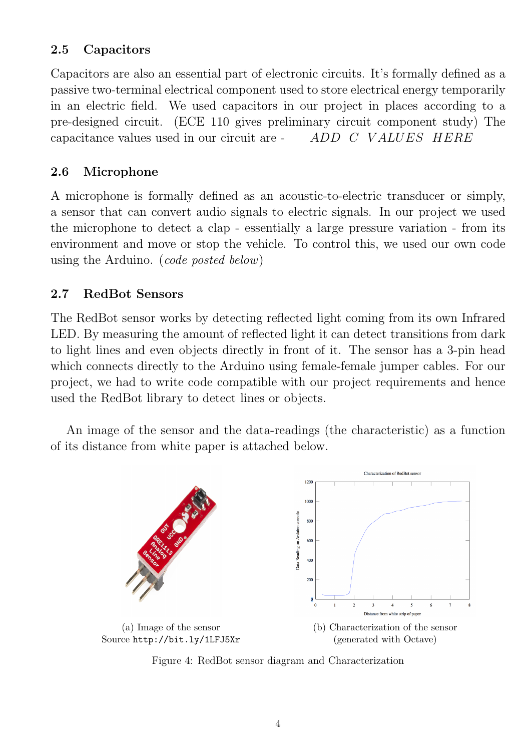## 2.5 Capacitors

Capacitors are also an essential part of electronic circuits. It's formally defined as a passive two-terminal electrical component used to store electrical energy temporarily in an electric field. We used capacitors in our project in places according to a pre-designed circuit. (ECE 110 gives preliminary circuit component study) The capacitance values used in our circuit are - *ADD C VALUES HERE*

## 2.6 Microphone

A microphone is formally defined as an acoustic-to-electric transducer or simply, a sensor that can convert audio signals to electric signals. In our project we used the microphone to detect a clap - essentially a large pressure variation - from its environment and move or stop the vehicle. To control this, we used our own code using the Arduino. (*code posted below*)

## 2.7 RedBot Sensors

The RedBot sensor works by detecting reflected light coming from its own Infrared LED. By measuring the amount of reflected light it can detect transitions from dark to light lines and even objects directly in front of it. The sensor has a 3-pin head which connects directly to the Arduino using female-female jumper cables. For our project, we had to write code compatible with our project requirements and hence used the RedBot library to detect lines or objects.

An image of the sensor and the data-readings (the characteristic) as a function of its distance from white paper is attached below.

(a) Image of the sensor
Source `http://bit.ly/1LFJ5Xr`

(b) Characterization of the sensor (generated with Octave)

Figure 4: RedBot sensor diagram and Characterization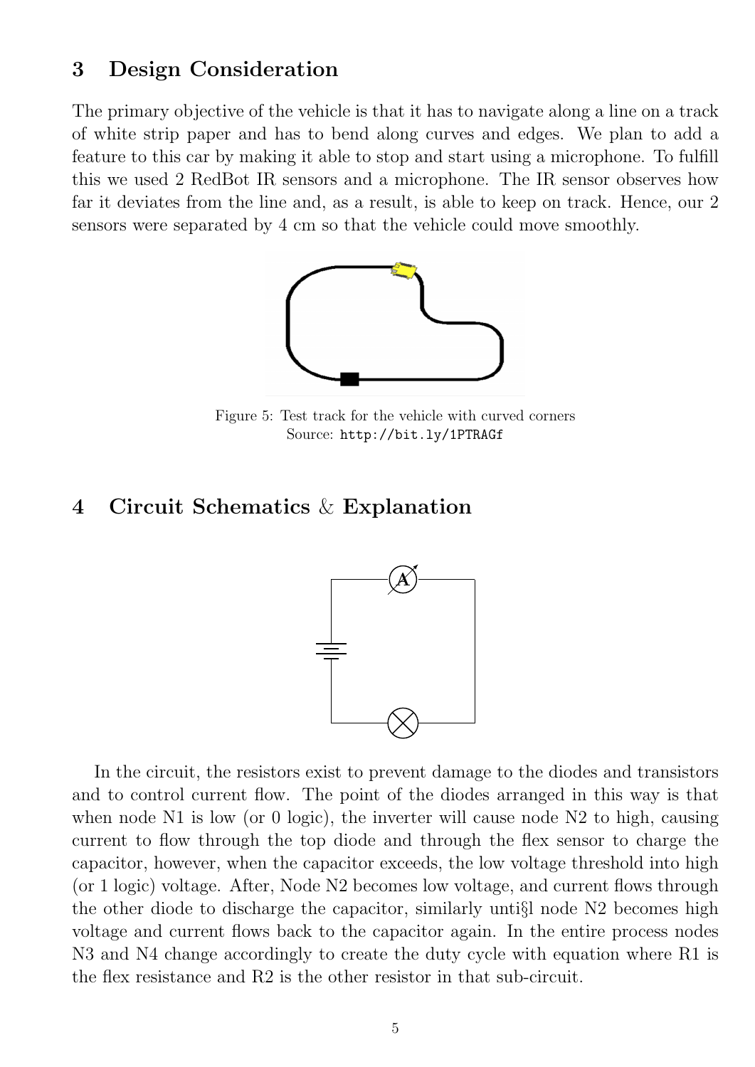## 3 Design Consideration

The primary objective of the vehicle is that it has to navigate along a line on a track of white strip paper and has to bend along curves and edges. We plan to add a feature to this car by making it able to stop and start using a microphone. To fulfill this we used 2 RedBot IR sensors and a microphone. The IR sensor observes how far it deviates from the line and, as a result, is able to keep on track. Hence, our 2 sensors were separated by 4 cm so that the vehicle could move smoothly.

Figure 5: Test track for the vehicle with curved corners
Source: http://bit.ly/1PTRAGf

## 4 Circuit Schematics & Explanation

In the circuit, the resistors exist to prevent damage to the diodes and transistors and to control current flow. The point of the diodes arranged in this way is that when node N1 is low (or 0 logic), the inverter will cause node N2 to high, causing current to flow through the top diode and through the flex sensor to charge the capacitor, however, when the capacitor exceeds, the low voltage threshold into high (or 1 logic) voltage. After, Node N2 becomes low voltage, and current flows through the other diode to discharge the capacitor, similarly unti§l node N2 becomes high voltage and current flows back to the capacitor again. In the entire process nodes N3 and N4 change accordingly to create the duty cycle with equation where R1 is the flex resistance and R2 is the other resistor in that sub-circuit.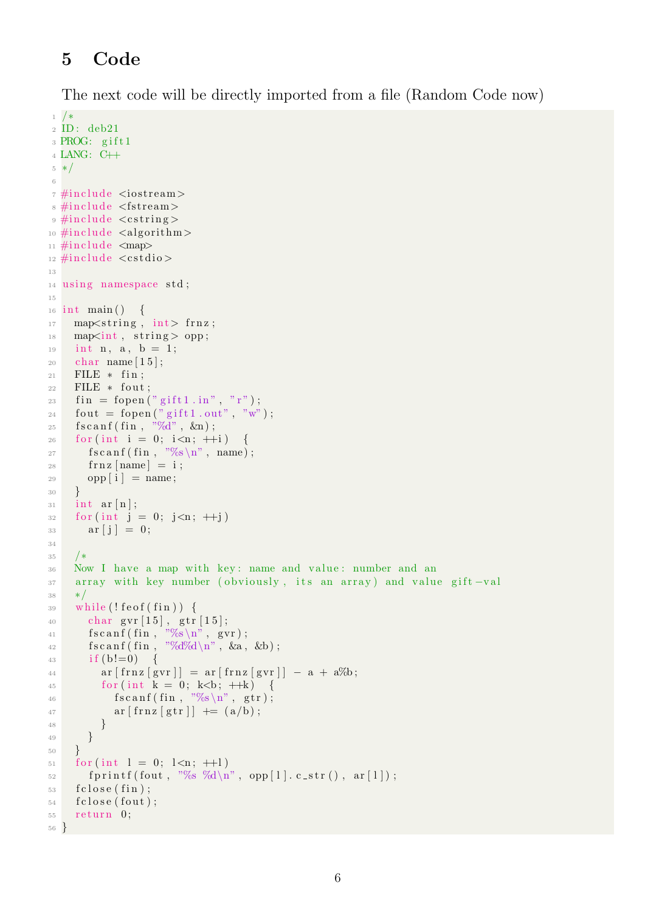## 5 Code

The next code will be directly imported from a file (Random Code now)

```cpp
/*
ID: deb21
PROG: gift1
LANG: C++
*/

#include <iostream>
#include <fstream>
#include <cstring>
#include <algorithm>
#include <map>
#include <cstdio>

using namespace std;

int main()  {
  map<string, int> frnz;
  map<int, string> opp;
  int n, a, b = 1;
  char name[15];
  FILE * fin;
  FILE * fout;
  fin = fopen("gift1.in", "r");
  fout = fopen("gift1.out", "w");
  fscanf(fin, "%d", &n);
  for(int i = 0; i<n; ++i)  {
    fscanf(fin, "%s\n", name);
    frnz[name] = i;
    opp[i] = name;
  }
  int ar[n];
  for(int j = 0; j<n; ++j)
    ar[j] = 0;

  /*
  Now I have a map with key: name and value: number and an
  array with key number (obviously, its an array) and value gift-val
  */
  while(!feof(fin)) {
    char gvr[15], gtr[15];
    fscanf(fin, "%s\n", gvr);
    fscanf(fin, "%d%d\n", &a, &b);
    if(b!=0)  {
      ar[frnz[gvr]] = ar[frnz[gvr]] - a + a%b;
      for(int k = 0; k<b; ++k)  {
        fscanf(fin, "%s\n", gtr);
        ar[frnz[gtr]] += (a/b);
      }
    }
  }
  for(int l = 0; l<n; ++l)
    fprintf(fout, "%s %d\n", opp[l].c_str(), ar[l]);
  fclose(fin);
  fclose(fout);
  return 0;
}
```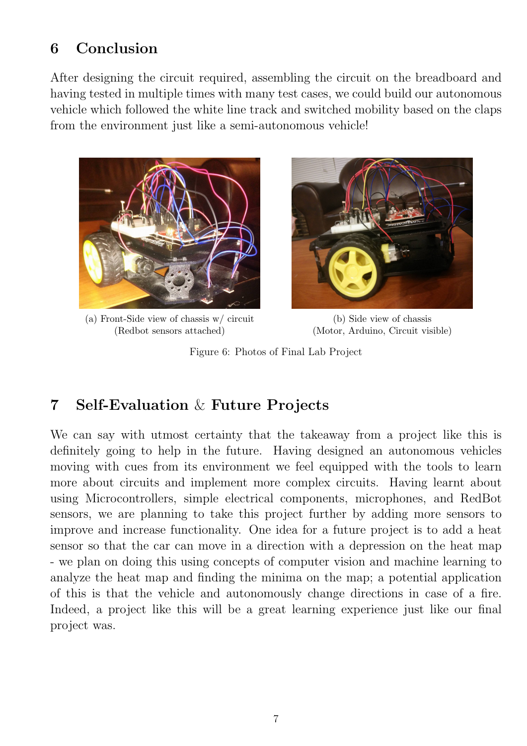## 6 Conclusion

After designing the circuit required, assembling the circuit on the breadboard and having tested in multiple times with many test cases, we could build our autonomous vehicle which followed the white line track and switched mobility based on the claps from the environment just like a semi-autonomous vehicle!

(a) Front-Side view of chassis w/ circuit (Redbot sensors attached)

(b) Side view of chassis (Motor, Arduino, Circuit visible)

Figure 6: Photos of Final Lab Project

## 7 Self-Evaluation & Future Projects

We can say with utmost certainty that the takeaway from a project like this is definitely going to help in the future. Having designed an autonomous vehicles moving with cues from its environment we feel equipped with the tools to learn more about circuits and implement more complex circuits. Having learnt about using Microcontrollers, simple electrical components, microphones, and RedBot sensors, we are planning to take this project further by adding more sensors to improve and increase functionality. One idea for a future project is to add a heat sensor so that the car can move in a direction with a depression on the heat map - we plan on doing this using concepts of computer vision and machine learning to analyze the heat map and finding the minima on the map; a potential application of this is that the vehicle and autonomously change directions in case of a fire. Indeed, a project like this will be a great learning experience just like our final project was.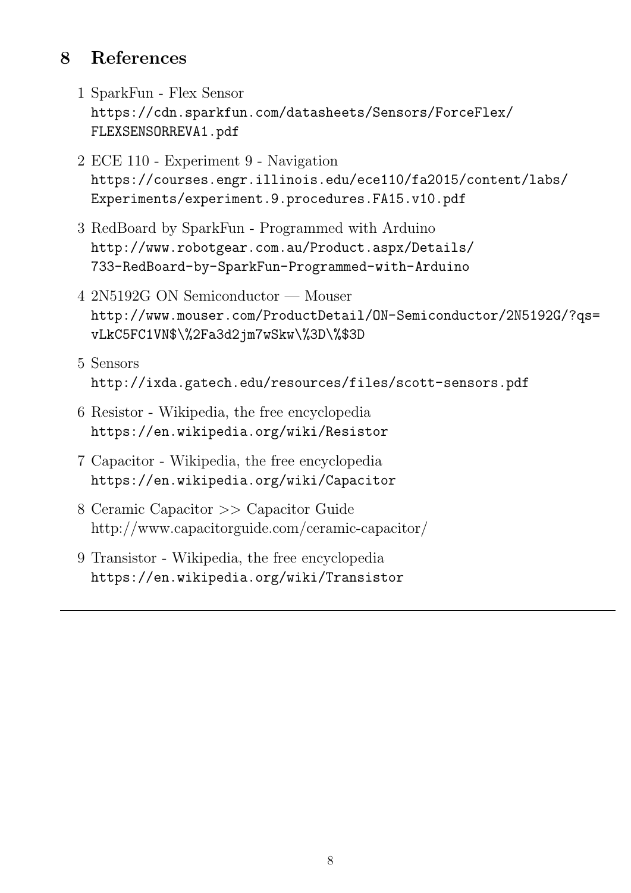## 8 References

1. SparkFun - Flex Sensor
   https://cdn.sparkfun.com/datasheets/Sensors/ForceFlex/FLEXSENSORREVA1.pdf
2. ECE 110 - Experiment 9 - Navigation
   https://courses.engr.illinois.edu/ece110/fa2015/content/labs/Experiments/experiment.9.procedures.FA15.v10.pdf
3. RedBoard by SparkFun - Programmed with Arduino
   http://www.robotgear.com.au/Product.aspx/Details/733-RedBoard-by-SparkFun-Programmed-with-Arduino
4. 2N5192G ON Semiconductor — Mouser
   http://www.mouser.com/ProductDetail/ON-Semiconductor/2N5192G/?qs=vLkC5FC1VN$\%2Fa3d2jm7wSkw\%3D\%$3D
5. Sensors
   http://ixda.gatech.edu/resources/files/scott-sensors.pdf
6. Resistor - Wikipedia, the free encyclopedia
   https://en.wikipedia.org/wiki/Resistor
7. Capacitor - Wikipedia, the free encyclopedia
   https://en.wikipedia.org/wiki/Capacitor
8. Ceramic Capacitor >> Capacitor Guide
   http://www.capacitorguide.com/ceramic-capacitor/
9. Transistor - Wikipedia, the free encyclopedia
   https://en.wikipedia.org/wiki/Transistor